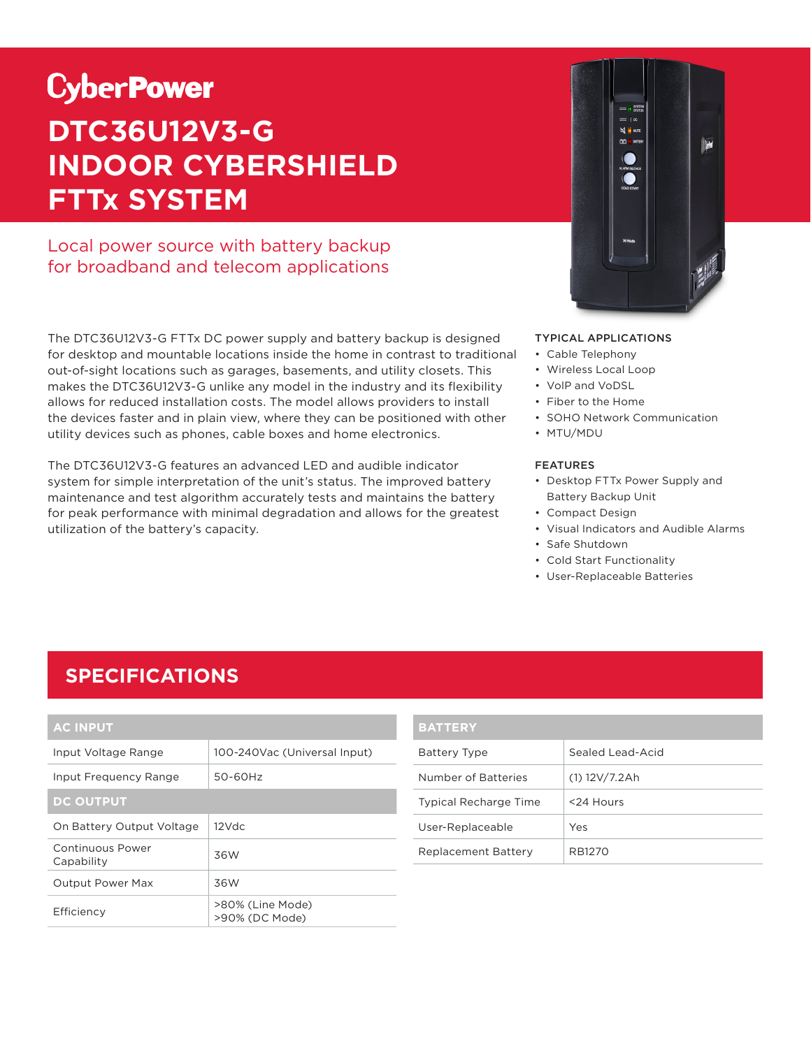# CyberPower

# DTC36U12V3-G INDOOR CYBERSHIELD FTTx SYSTEM

## Local power source with battery backup for broadband and telecom applications

The DTC36U12V3-G FTTx DC power supply and battery backup is designed for desktop and mountable locations inside the home in contrast to traditional out-of-sight locations such as garages, basements, and utility closets. This makes the DTC36U12V3-G unlike any model in the industry and its flexibility allows for reduced installation costs. The model allows providers to install the devices faster and in plain view, where they can be positioned with other utility devices such as phones, cable boxes and home electronics.

The DTC36U12V3-G features an advanced LED and audible indicator system for simple interpretation of the unit's status. The improved battery maintenance and test algorithm accurately tests and maintains the battery for peak performance with minimal degradation and allows for the greatest utilization of the battery's capacity.

### TYPICAL APPLICATIONS

- Cable Telephony
- Wireless Local Loop
- VoIP and VoDSL
- Fiber to the Home
- SOHO Network Communication
- MTU/MDU

### FEATURES

- Desktop FTTx Power Supply and Battery Backup Unit
- Compact Design
- Visual Indicators and Audible Alarms
- Safe Shutdown
- Cold Start Functionality
- User-Replaceable Batteries

## SPECIFICATIONS

| AC INPUT | |
|---|---|
| Input Voltage Range | 100-240Vac (Universal Input) |
| Input Frequency Range | 50-60Hz |
| **DC OUTPUT** | |
| On Battery Output Voltage | 12Vdc |
| Continuous Power Capability | 36W |
| Output Power Max | 36W |
| Efficiency | >80% (Line Mode)<br>>90% (DC Mode) |

| BATTERY | |
|---|---|
| Battery Type | Sealed Lead-Acid |
| Number of Batteries | (1) 12V/7.2Ah |
| Typical Recharge Time | <24 Hours |
| User-Replaceable | Yes |
| Replacement Battery | RB1270 |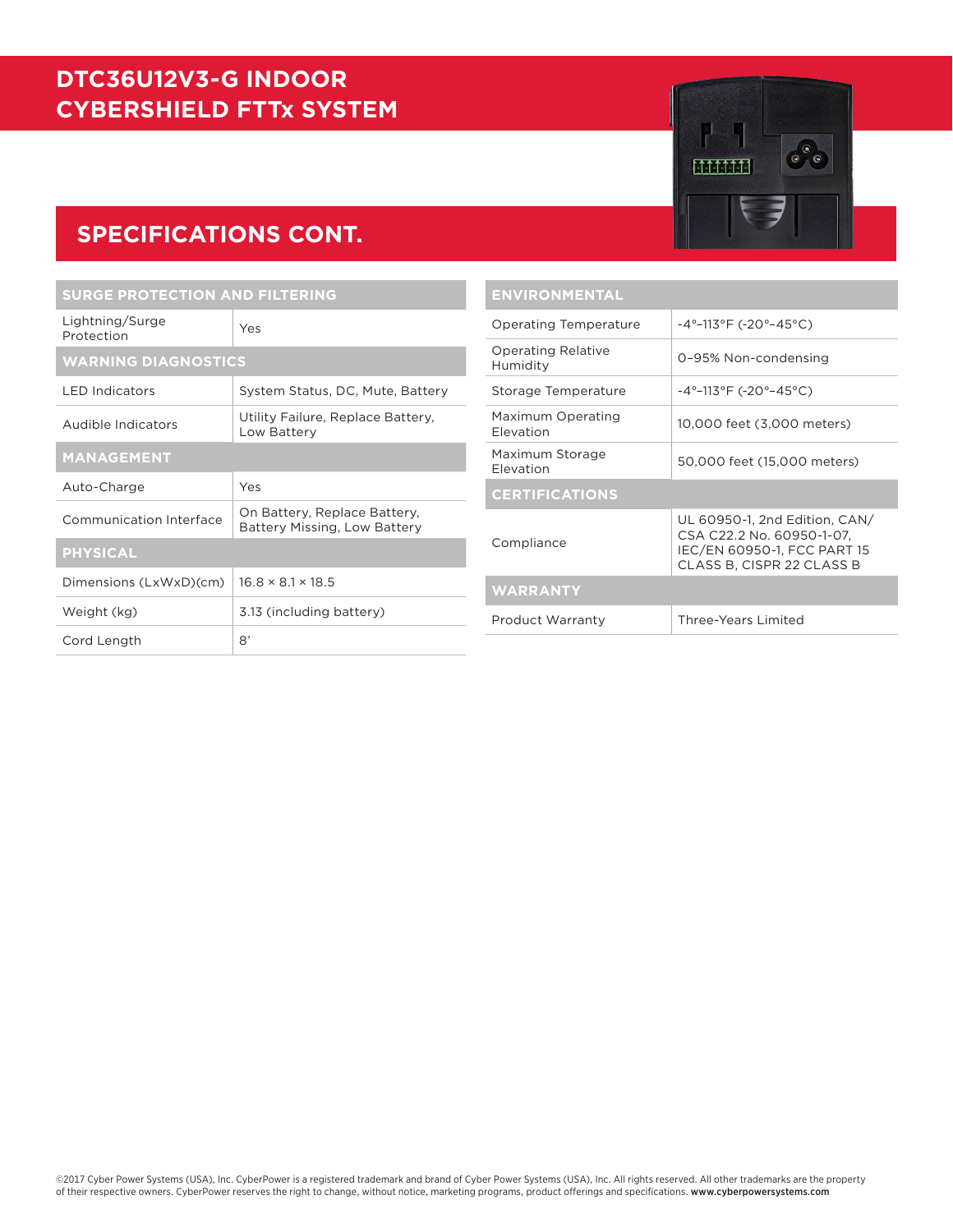# DTC36U12V3-G INDOOR CYBERSHIELD FTTx SYSTEM

## SPECIFICATIONS CONT.

| SURGE PROTECTION AND FILTERING | |
|---|---|
| Lightning/Surge Protection | Yes |
| **WARNING DIAGNOSTICS** | |
| LED Indicators | System Status, DC, Mute, Battery |
| Audible Indicators | Utility Failure, Replace Battery, Low Battery |
| **MANAGEMENT** | |
| Auto-Charge | Yes |
| Communication Interface | On Battery, Replace Battery, Battery Missing, Low Battery |
| **PHYSICAL** | |
| Dimensions (LxWxD)(cm) | 16.8 × 8.1 × 18.5 |
| Weight (kg) | 3.13 (including battery) |
| Cord Length | 8' |

| ENVIRONMENTAL | |
|---|---|
| Operating Temperature | -4°–113°F (-20°–45°C) |
| Operating Relative Humidity | 0–95% Non-condensing |
| Storage Temperature | -4°–113°F (-20°–45°C) |
| Maximum Operating Elevation | 10,000 feet (3,000 meters) |
| Maximum Storage Elevation | 50,000 feet (15,000 meters) |
| **CERTIFICATIONS** | |
| Compliance | UL 60950-1, 2nd Edition, CAN/CSA C22.2 No. 60950-1-07, IEC/EN 60950-1, FCC PART 15 CLASS B, CISPR 22 CLASS B |
| **WARRANTY** | |
| Product Warranty | Three-Years Limited |

©2017 Cyber Power Systems (USA), Inc. CyberPower is a registered trademark and brand of Cyber Power Systems (USA), Inc. All rights reserved. All other trademarks are the property of their respective owners. CyberPower reserves the right to change, without notice, marketing programs, product offerings and specifications. **www.cyberpowersystems.com**